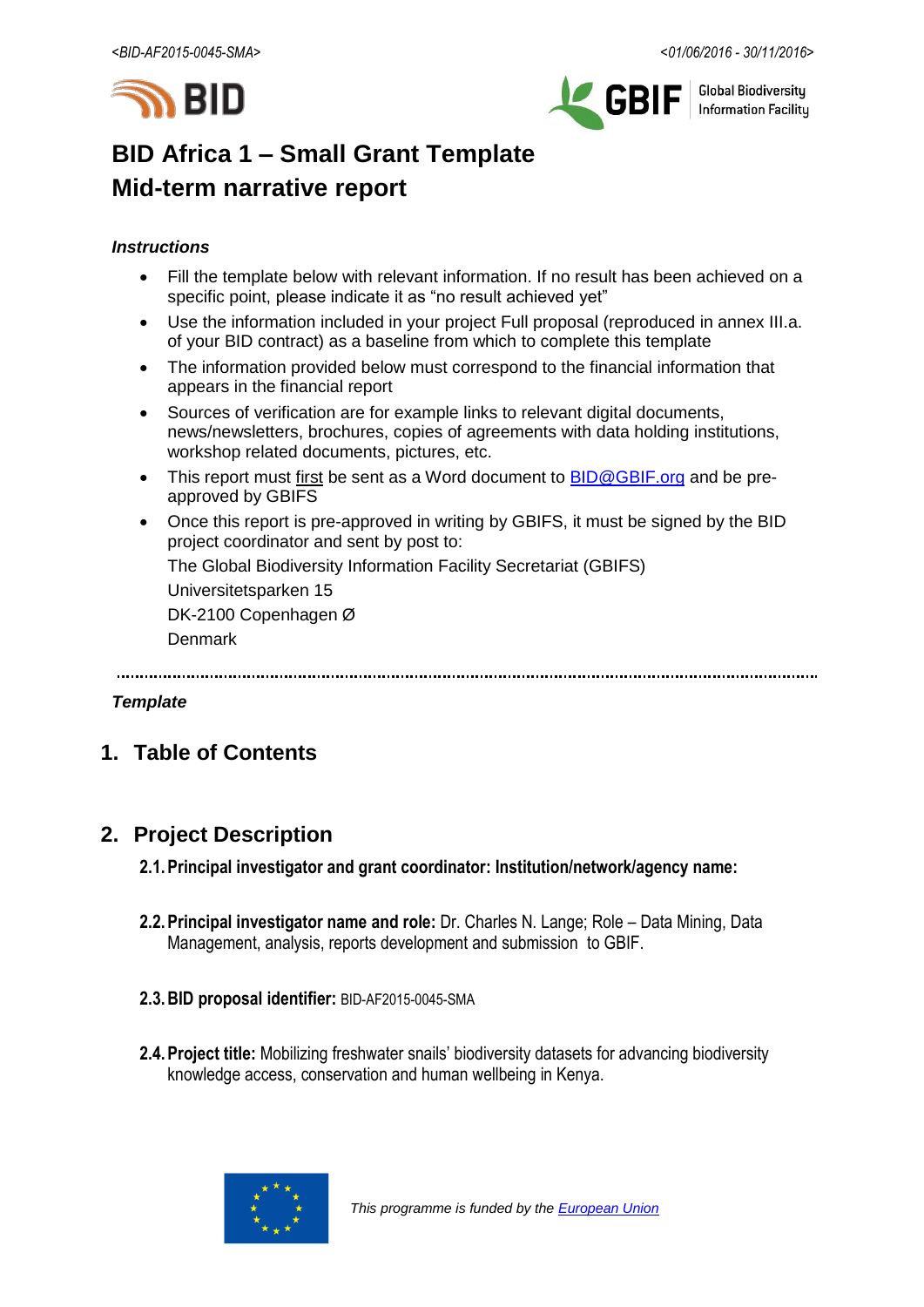# BID Africa 1 – Small Grant Template
# Mid-term narrative report

***Instructions***

- Fill the template below with relevant information. If no result has been achieved on a specific point, please indicate it as "no result achieved yet"
- Use the information included in your project Full proposal (reproduced in annex III.a. of your BID contract) as a baseline from which to complete this template
- The information provided below must correspond to the financial information that appears in the financial report
- Sources of verification are for example links to relevant digital documents, news/newsletters, brochures, copies of agreements with data holding institutions, workshop related documents, pictures, etc.
- This report must first be sent as a Word document to BID@GBIF.org and be pre-approved by GBIFS
- Once this report is pre-approved in writing by GBIFS, it must be signed by the BID project coordinator and sent by post to:

  The Global Biodiversity Information Facility Secretariat (GBIFS)

  Universitetsparken 15

  DK-2100 Copenhagen Ø

  Denmark

---

***Template***

## 1. Table of Contents

## 2. Project Description

### 2.1. Principal investigator and grant coordinator: Institution/network/agency name:

**2.2. Principal investigator name and role:** Dr. Charles N. Lange; Role – Data Mining, Data Management, analysis, reports development and submission to GBIF.

**2.3. BID proposal identifier:** BID-AF2015-0045-SMA

**2.4. Project title:** Mobilizing freshwater snails' biodiversity datasets for advancing biodiversity knowledge access, conservation and human wellbeing in Kenya.

*This programme is funded by the European Union*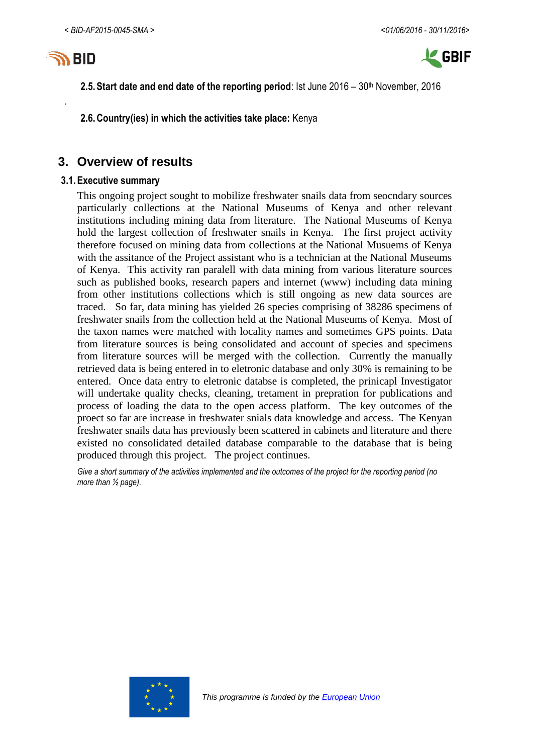**2.5. Start date and end date of the reporting period**: Ist June 2016 – 30th November, 2016

.

**2.6. Country(ies) in which the activities take place:** Kenya

## 3. Overview of results

### 3.1. Executive summary

This ongoing project sought to mobilize freshwater snails data from seocndary sources particularly collections at the National Museums of Kenya and other relevant institutions including mining data from literature. The National Museums of Kenya hold the largest collection of freshwater snails in Kenya. The first project activity therefore focused on mining data from collections at the National Musuems of Kenya with the assitance of the Project assistant who is a technician at the National Museums of Kenya. This activity ran paralell with data mining from various literature sources such as published books, research papers and internet (www) including data mining from other institutions collections which is still ongoing as new data sources are traced. So far, data mining has yielded 26 species comprising of 38286 specimens of freshwater snails from the collection held at the National Museums of Kenya. Most of the taxon names were matched with locality names and sometimes GPS points. Data from literature sources is being consolidated and account of species and specimens from literature sources will be merged with the collection. Currently the manually retrieved data is being entered in to eletronic database and only 30% is remaining to be entered. Once data entry to eletronic databse is completed, the prinicapl Investigator will undertake quality checks, cleaning, tretament in prepration for publications and process of loading the data to the open access platform. The key outcomes of the proect so far are increase in freshwater snials data knowledge and access. The Kenyan freshwater snails data has previously been scattered in cabinets and literature and there existed no consolidated detailed database comparable to the database that is being produced through this project. The project continues.

*Give a short summary of the activities implemented and the outcomes of the project for the reporting period (no more than ½ page).*

*This programme is funded by the [European Union]*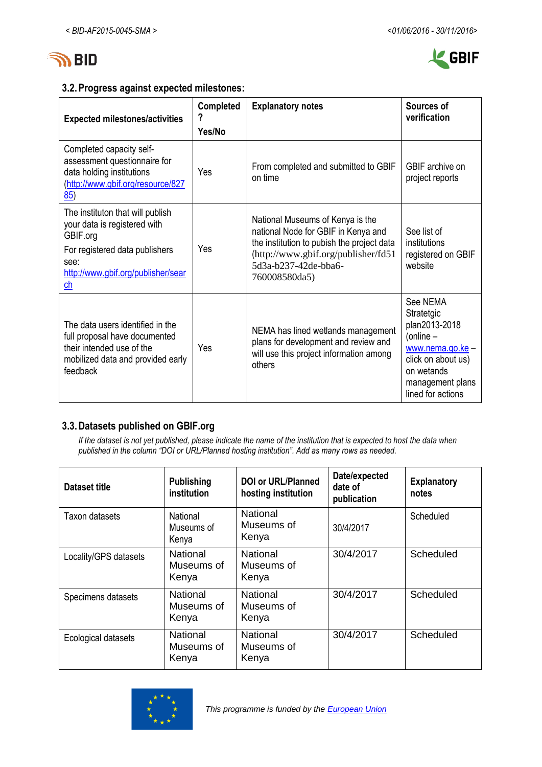### 3.2. Progress against expected milestones:

| Expected milestones/activities | Completed? Yes/No | Explanatory notes | Sources of verification |
|---|---|---|---|
| Completed capacity self-assessment questionnaire for data holding institutions (http://www.gbif.org/resource/82785) | Yes | From completed and submitted to GBIF on time | GBIF archive on project reports |
| The instituton that will publish your data is registered with GBIF.org<br>For registered data publishers see: http://www.gbif.org/publisher/search | Yes | National Museums of Kenya is the national Node for GBIF in Kenya and the institution to pubish the project data (http://www.gbif.org/publisher/fd515d3a-b237-42de-bba6-760008580da5) | See list of institutions registered on GBIF website |
| The data users identified in the full proposal have documented their intended use of the mobilized data and provided early feedback | Yes | NEMA has lined wetlands management plans for development and review and will use this project information among others | See NEMA Stratetgic plan2013-2018 (online – www.nema.go.ke – click on about us) on wetands management plans lined for actions |

### 3.3. Datasets published on GBIF.org

*If the dataset is not yet published, please indicate the name of the institution that is expected to host the data when published in the column "DOI or URL/Planned hosting institution". Add as many rows as needed.*

| Dataset title | Publishing institution | DOI or URL/Planned hosting institution | Date/expected date of publication | Explanatory notes |
|---|---|---|---|---|
| Taxon datasets | National Museums of Kenya | National Museums of Kenya | 30/4/2017 | Scheduled |
| Locality/GPS datasets | National Museums of Kenya | National Museums of Kenya | 30/4/2017 | Scheduled |
| Specimens datasets | National Museums of Kenya | National Museums of Kenya | 30/4/2017 | Scheduled |
| Ecological datasets | National Museums of Kenya | National Museums of Kenya | 30/4/2017 | Scheduled |

*This programme is funded by the European Union*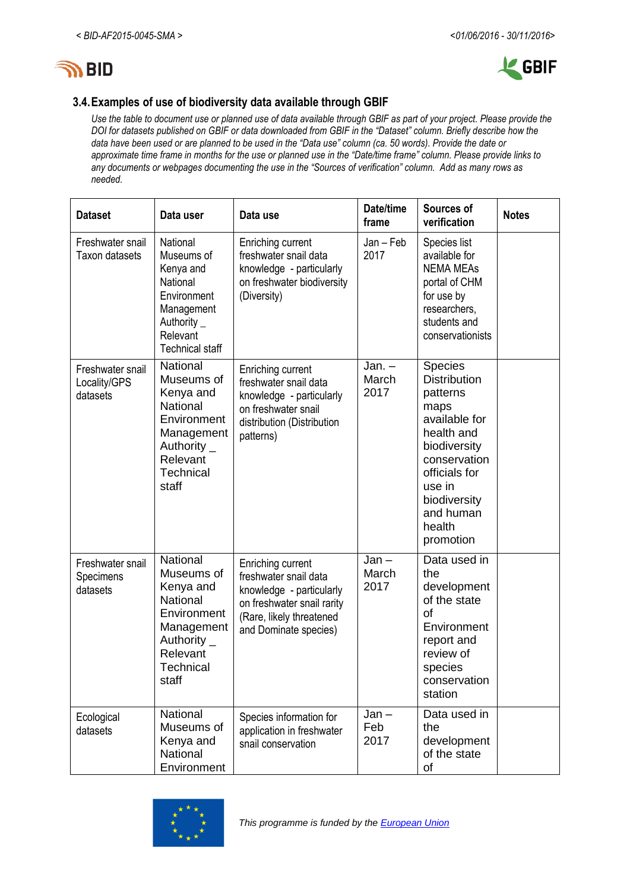### 3.4. Examples of use of biodiversity data available through GBIF

*Use the table to document use or planned use of data available through GBIF as part of your project. Please provide the DOI for datasets published on GBIF or data downloaded from GBIF in the "Dataset" column. Briefly describe how the data have been used or are planned to be used in the "Data use" column (ca. 50 words). Provide the date or approximate time frame in months for the use or planned use in the "Date/time frame" column. Please provide links to any documents or webpages documenting the use in the "Sources of verification" column. Add as many rows as needed.*

| Dataset | Data user | Data use | Date/time frame | Sources of verification | Notes |
|---|---|---|---|---|---|
| Freshwater snail Taxon datasets | National Museums of Kenya and National Environment Management Authority _ Relevant Technical staff | Enriching current freshwater snail data knowledge - particularly on freshwater biodiversity (Diversity) | Jan – Feb 2017 | Species list available for NEMA MEAs portal of CHM for use by researchers, students and conservationists | |
| Freshwater snail Locality/GPS datasets | National Museums of Kenya and National Environment Management Authority _ Relevant Technical staff | Enriching current freshwater snail data knowledge - particularly on freshwater snail distribution (Distribution patterns) | Jan. – March 2017 | Species Distribution patterns maps available for health and biodiversity conservation officials for use in biodiversity and human health promotion | |
| Freshwater snail Specimens datasets | National Museums of Kenya and National Environment Management Authority _ Relevant Technical staff | Enriching current freshwater snail data knowledge - particularly on freshwater snail rarity (Rare, likely threatened and Dominate species) | Jan – March 2017 | Data used in the development of the state of Environment report and review of species conservation station | |
| Ecological datasets | National Museums of Kenya and National Environment | Species information for application in freshwater snail conservation | Jan – Feb 2017 | Data used in the development of the state of | |

*This programme is funded by the European Union*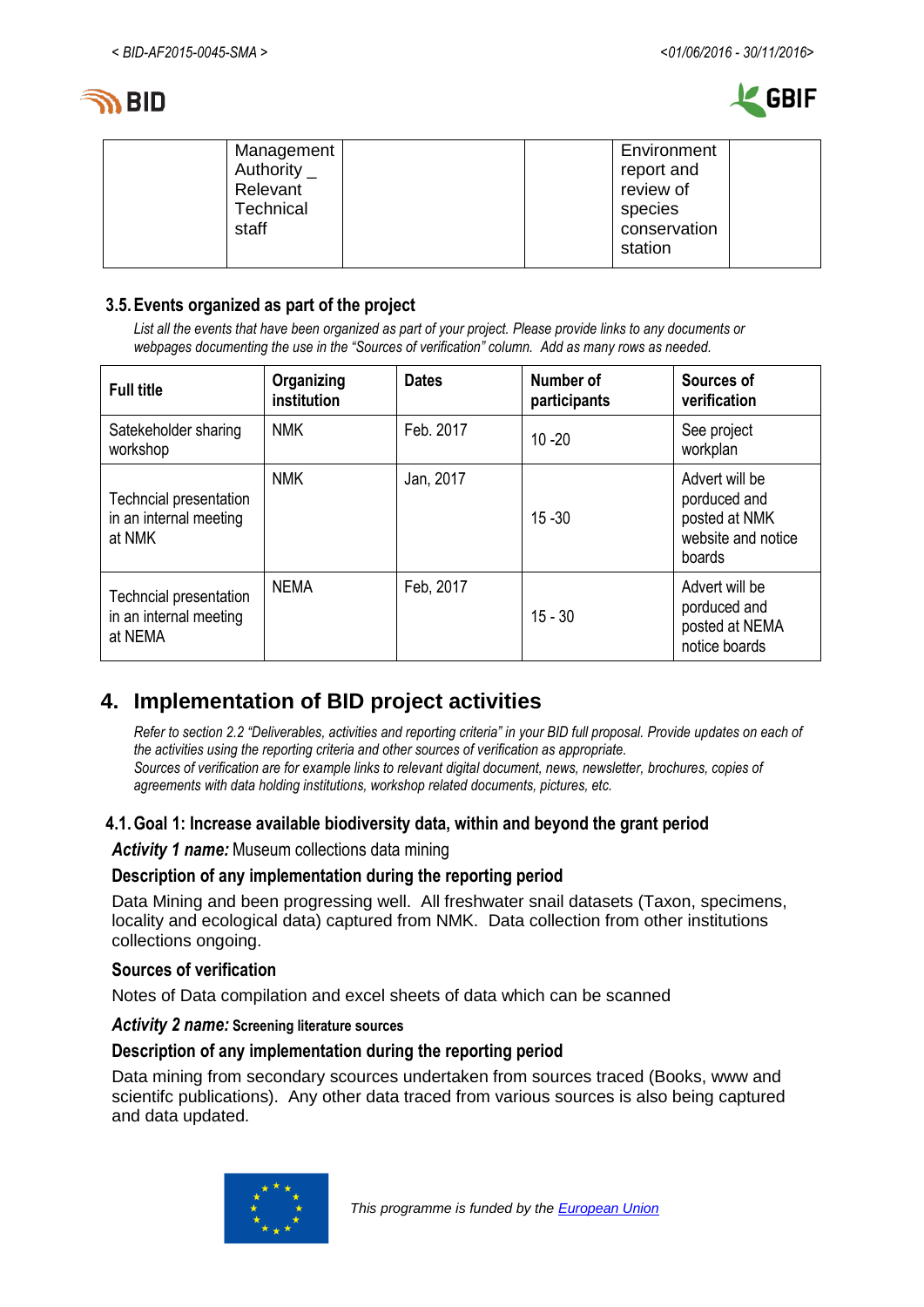| | Management Authority _ Relevant Technical staff | | | Environment report and review of species conservation station | |
|---|---|---|---|---|---|

### 3.5. Events organized as part of the project

*List all the events that have been organized as part of your project. Please provide links to any documents or webpages documenting the use in the "Sources of verification" column. Add as many rows as needed.*

| Full title | Organizing institution | Dates | Number of participants | Sources of verification |
|---|---|---|---|---|
| Satekeholder sharing workshop | NMK | Feb. 2017 | 10 -20 | See project workplan |
| Techncial presentation in an internal meeting at NMK | NMK | Jan, 2017 | 15 -30 | Advert will be porduced and posted at NMK website and notice boards |
| Techncial presentation in an internal meeting at NEMA | NEMA | Feb, 2017 | 15 - 30 | Advert will be porduced and posted at NEMA notice boards |

# 4. Implementation of BID project activities

*Refer to section 2.2 "Deliverables, activities and reporting criteria" in your BID full proposal. Provide updates on each of the activities using the reporting criteria and other sources of verification as appropriate.*
*Sources of verification are for example links to relevant digital document, news, newsletter, brochures, copies of agreements with data holding institutions, workshop related documents, pictures, etc.*

### 4.1. Goal 1: Increase available biodiversity data, within and beyond the grant period

***Activity 1 name:*** Museum collections data mining

**Description of any implementation during the reporting period**

Data Mining and been progressing well. All freshwater snail datasets (Taxon, specimens, locality and ecological data) captured from NMK. Data collection from other institutions collections ongoing.

**Sources of verification**

Notes of Data compilation and excel sheets of data which can be scanned

***Activity 2 name:*** **Screening literature sources**

**Description of any implementation during the reporting period**

Data mining from secondary scources undertaken from sources traced (Books, www and scientifc publications). Any other data traced from various sources is also being captured and data updated.

*This programme is funded by the European Union*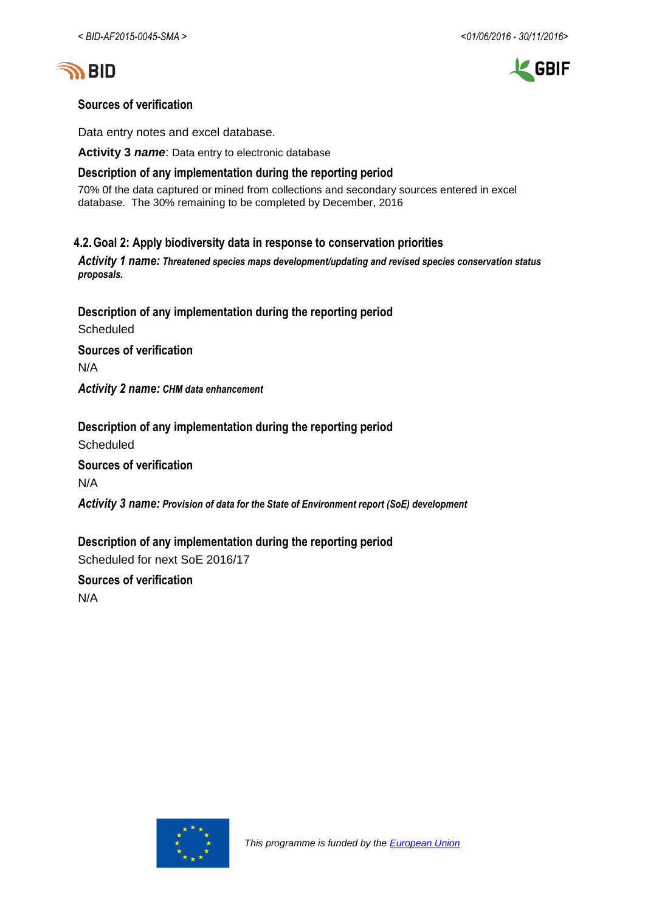**Sources of verification**

Data entry notes and excel database.

**Activity 3 *name***: Data entry to electronic database

**Description of any implementation during the reporting period**

70% 0f the data captured or mined from collections and secondary sources entered in excel database. The 30% remaining to be completed by December, 2016

## 4.2. Goal 2: Apply biodiversity data in response to conservation priorities

***Activity 1 name: Threatened species maps development/updating and revised species conservation status proposals.***

**Description of any implementation during the reporting period**

Scheduled

**Sources of verification**

N/A

***Activity 2 name: CHM data enhancement***

**Description of any implementation during the reporting period**

Scheduled

**Sources of verification**

N/A

***Activity 3 name: Provision of data for the State of Environment report (SoE) development***

**Description of any implementation during the reporting period**

Scheduled for next SoE 2016/17

**Sources of verification**

N/A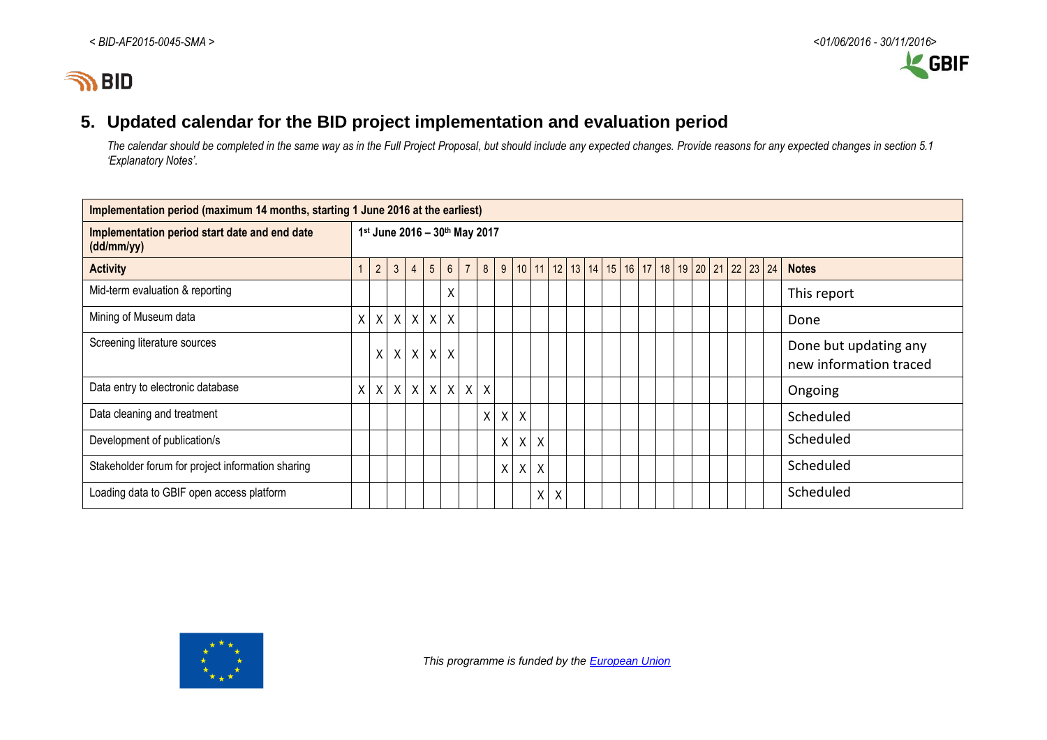## 5. Updated calendar for the BID project implementation and evaluation period

*The calendar should be completed in the same way as in the Full Project Proposal, but should include any expected changes. Provide reasons for any expected changes in section 5.1 'Explanatory Notes'.*

| Implementation period (maximum 14 months, starting 1 June 2016 at the earliest) | | | | | | | | | | | | | | | | | | | | | | | | | |
|---|---|---|---|---|---|---|---|---|---|---|---|---|---|---|---|---|---|---|---|---|---|---|---|---|---|
| **Implementation period start date and end date (dd/mm/yy)** | **1st June 2016 – 30th May 2017** | | | | | | | | | | | | | | | | | | | | | | | | |
| **Activity** | 1 | 2 | 3 | 4 | 5 | 6 | 7 | 8 | 9 | 10 | 11 | 12 | 13 | 14 | 15 | 16 | 17 | 18 | 19 | 20 | 21 | 22 | 23 | 24 | **Notes** |
| Mid-term evaluation & reporting | | | | | | X | | | | | | | | | | | | | | | | | | | This report |
| Mining of Museum data | X | X | X | X | X | X | | | | | | | | | | | | | | | | | | | Done |
| Screening literature sources | | X | X | X | X | X | | | | | | | | | | | | | | | | | | | Done but updating any new information traced |
| Data entry to electronic database | X | X | X | X | X | X | X | X | | | | | | | | | | | | | | | | | Ongoing |
| Data cleaning and treatment | | | | | | | | X | X | X | | | | | | | | | | | | | | | Scheduled |
| Development of publication/s | | | | | | | | | X | X | X | | | | | | | | | | | | | | Scheduled |
| Stakeholder forum for project information sharing | | | | | | | | | X | X | X | | | | | | | | | | | | | | Scheduled |
| Loading data to GBIF open access platform | | | | | | | | | | | X | X | | | | | | | | | | | | | Scheduled |

*This programme is funded by the European Union*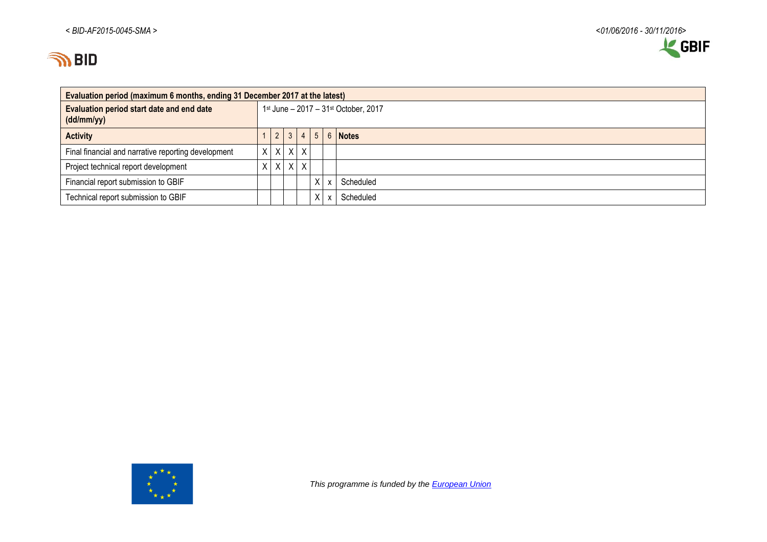| Evaluation period (maximum 6 months, ending 31 December 2017 at the latest) | | | | | | | |
|---|---|---|---|---|---|---|---|
| **Evaluation period start date and end date (dd/mm/yy)** | 1st June – 2017 – 31st October, 2017 | | | | | | |
| **Activity** | 1 | 2 | 3 | 4 | 5 | 6 | **Notes** |
| Final financial and narrative reporting development | X | X | X | X | | | |
| Project technical report development | X | X | X | X | | | |
| Financial report submission to GBIF | | | | | X | x | Scheduled |
| Technical report submission to GBIF | | | | | X | x | Scheduled |

*This programme is funded by the European Union*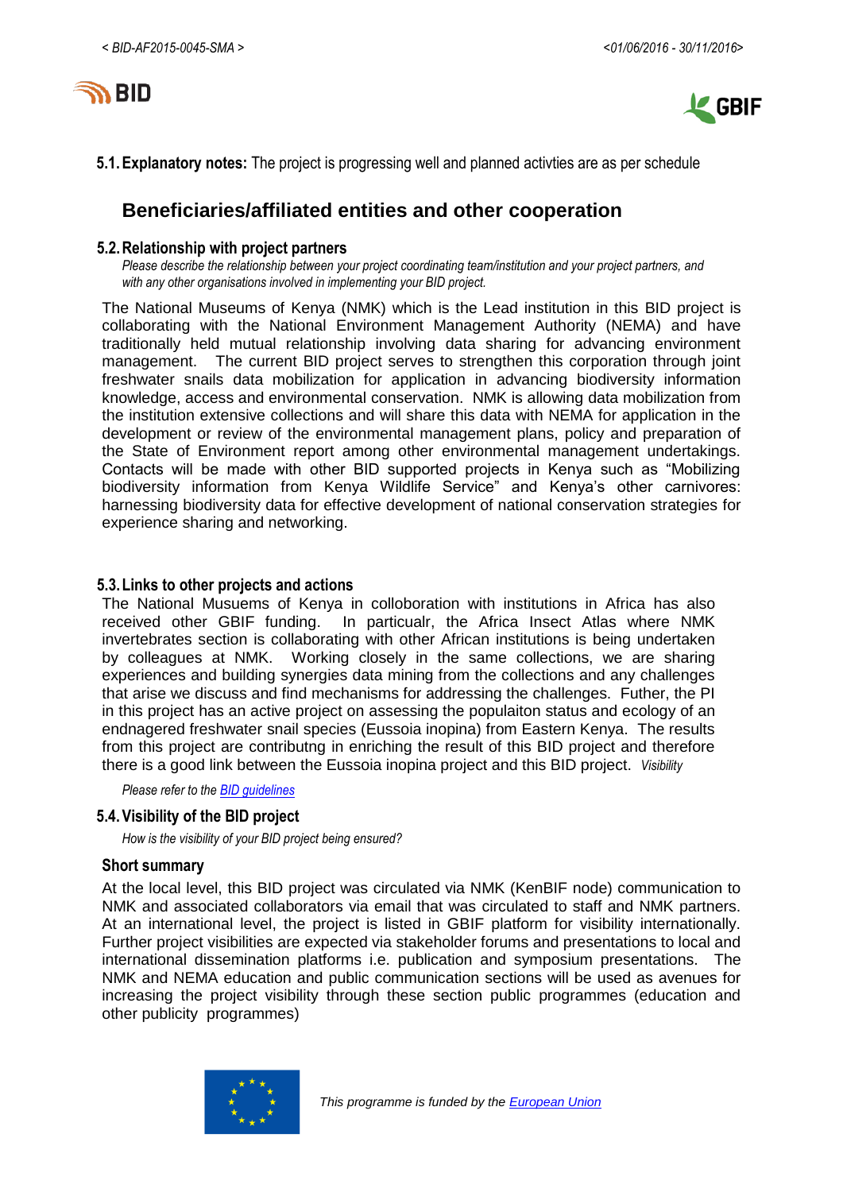**5.1. Explanatory notes:** The project is progressing well and planned activties are as per schedule

## Beneficiaries/affiliated entities and other cooperation

### 5.2. Relationship with project partners

*Please describe the relationship between your project coordinating team/institution and your project partners, and with any other organisations involved in implementing your BID project.*

The National Museums of Kenya (NMK) which is the Lead institution in this BID project is collaborating with the National Environment Management Authority (NEMA) and have traditionally held mutual relationship involving data sharing for advancing environment management. The current BID project serves to strengthen this corporation through joint freshwater snails data mobilization for application in advancing biodiversity information knowledge, access and environmental conservation. NMK is allowing data mobilization from the institution extensive collections and will share this data with NEMA for application in the development or review of the environmental management plans, policy and preparation of the State of Environment report among other environmental management undertakings. Contacts will be made with other BID supported projects in Kenya such as "Mobilizing biodiversity information from Kenya Wildlife Service" and Kenya's other carnivores: harnessing biodiversity data for effective development of national conservation strategies for experience sharing and networking.

### 5.3. Links to other projects and actions

The National Musuems of Kenya in colloboration with institutions in Africa has also received other GBIF funding. In particualr, the Africa Insect Atlas where NMK invertebrates section is collaborating with other African institutions is being undertaken by colleagues at NMK. Working closely in the same collections, we are sharing experiences and building synergies data mining from the collections and any challenges that arise we discuss and find mechanisms for addressing the challenges. Futher, the PI in this project has an active project on assessing the populaiton status and ecology of an endnagered freshwater snail species (Eussoia inopina) from Eastern Kenya. The results from this project are contributng in enriching the result of this BID project and therefore there is a good link between the Eussoia inopina project and this BID project. *Visibility*

*Please refer to the BID guidelines*

### 5.4. Visibility of the BID project

*How is the visibility of your BID project being ensured?*

**Short summary**

At the local level, this BID project was circulated via NMK (KenBIF node) communication to NMK and associated collaborators via email that was circulated to staff and NMK partners. At an international level, the project is listed in GBIF platform for visibility internationally. Further project visibilities are expected via stakeholder forums and presentations to local and international dissemination platforms i.e. publication and symposium presentations. The NMK and NEMA education and public communication sections will be used as avenues for increasing the project visibility through these section public programmes (education and other publicity programmes)

*This programme is funded by the European Union*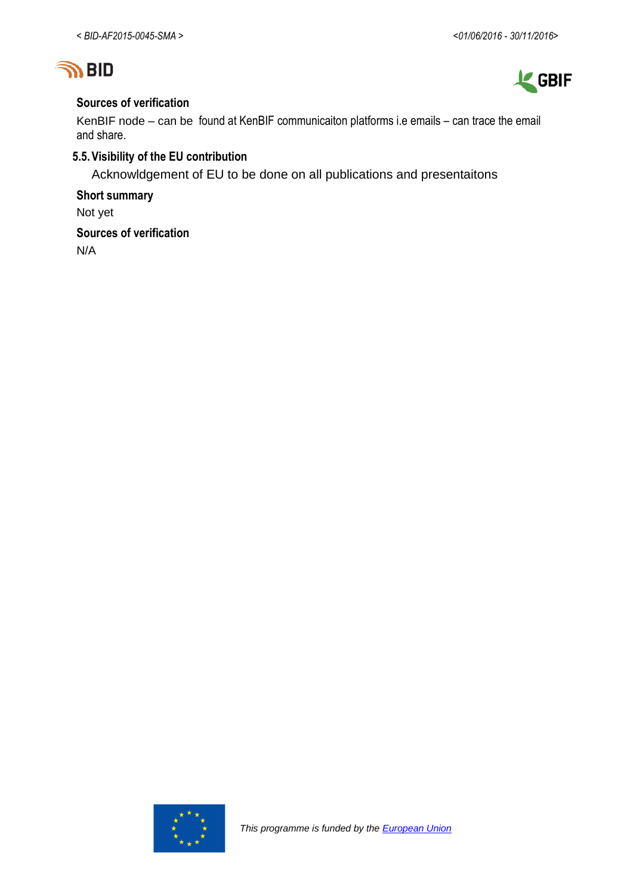#### Sources of verification

KenBIF node – can be found at KenBIF communicaiton platforms i.e emails – can trace the email and share.

### 5.5. Visibility of the EU contribution

Acknowldgement of EU to be done on all publications and presentaitons

#### Short summary

Not yet

#### Sources of verification

N/A

*This programme is funded by the European Union*